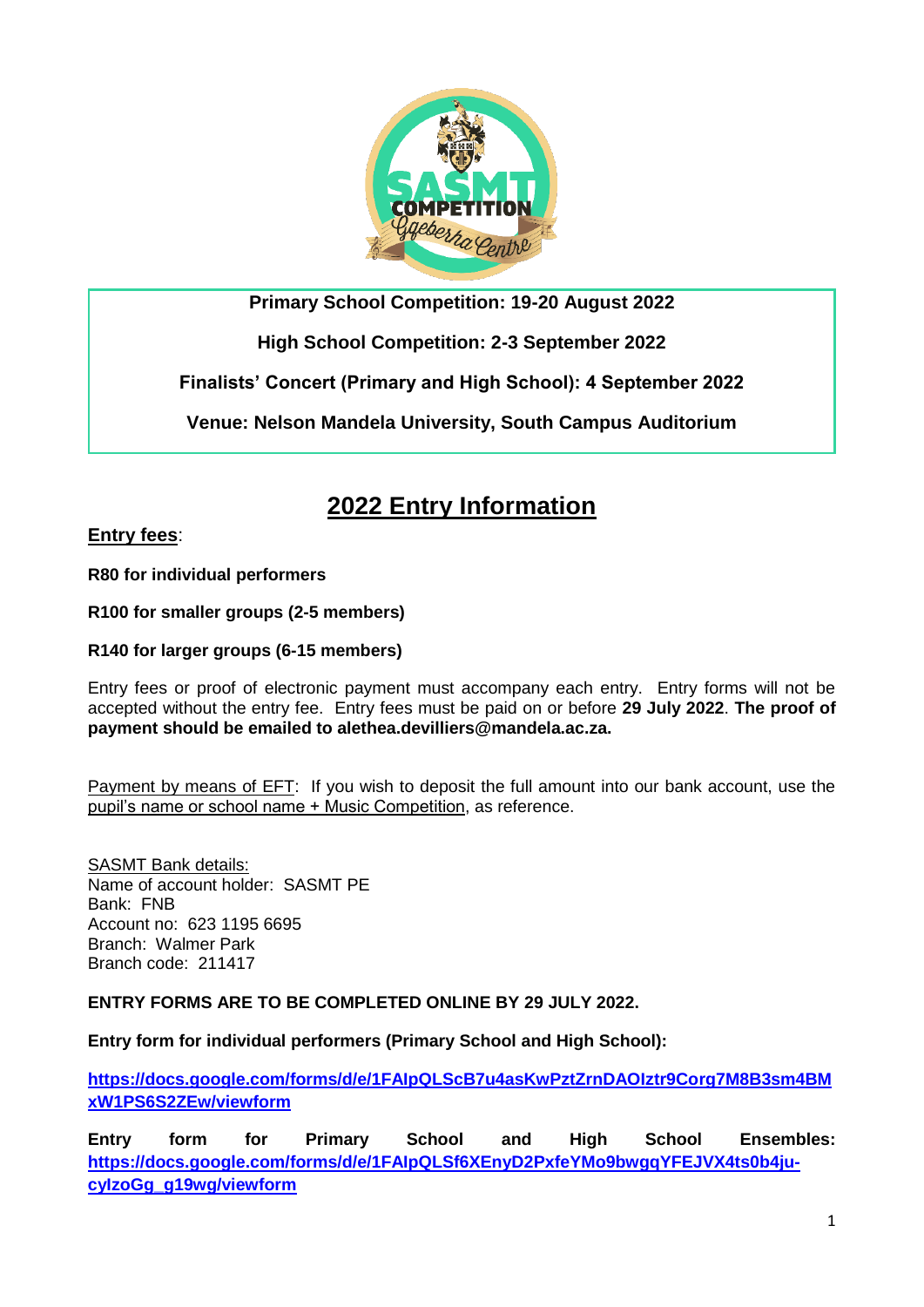**Primary School Competition: 19-20 August 2022**

**High School Competition: 2-3 September 2022**

**Finalists' Concert (Primary and High School): 4 September 2022**

**Venue: Nelson Mandela University, South Campus Auditorium**

# 2022 Entry Information

**Entry fees**:

**R80 for individual performers**

**R100 for smaller groups (2-5 members)**

**R140 for larger groups (6-15 members)**

Entry fees or proof of electronic payment must accompany each entry. Entry forms will not be accepted without the entry fee. Entry fees must be paid on or before **29 July 2022**. **The proof of payment should be emailed to alethea.devilliers@mandela.ac.za.**

Payment by means of EFT: If you wish to deposit the full amount into our bank account, use the pupil's name or school name + Music Competition, as reference.

SASMT Bank details:
Name of account holder: SASMT PE
Bank: FNB
Account no: 623 1195 6695
Branch: Walmer Park
Branch code: 211417

**ENTRY FORMS ARE TO BE COMPLETED ONLINE BY 29 JULY 2022.**

**Entry form for individual performers (Primary School and High School):**

**https://docs.google.com/forms/d/e/1FAIpQLScB7u4asKwPztZrnDAOIztr9Corg7M8B3sm4BMxW1PS6S2ZEw/viewform**

**Entry form for Primary School and High School Ensembles: https://docs.google.com/forms/d/e/1FAIpQLSf6XEnyD2PxfeYMo9bwgqYFEJVX4ts0b4ju-cylzoGg_g19wg/viewform**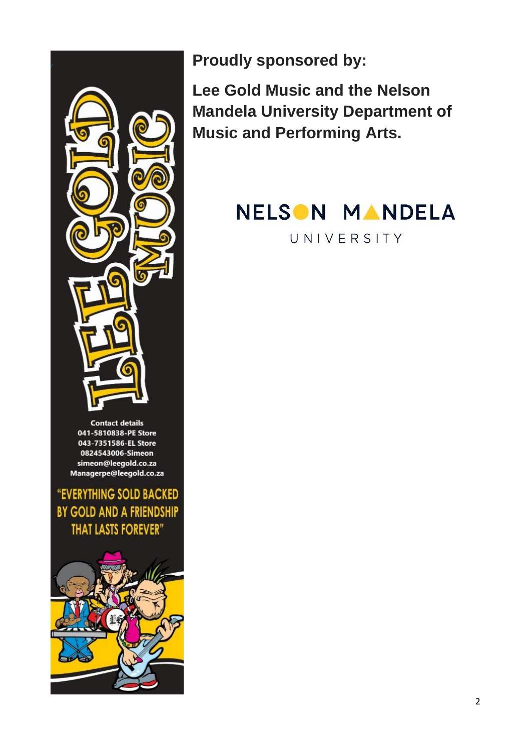**Proudly sponsored by:**

**Lee Gold Music and the Nelson Mandela University Department of Music and Performing Arts.**

NELSON MANDELA UNIVERSITY

LEE GOLD MUSIC

Contact details
041-5810838-PE Store
043-7351586-EL Store
0824543006-Simeon
simeon@leegold.co.za
Managerpe@leegold.co.za

"EVERYTHING SOLD BACKED BY GOLD AND A FRIENDSHIP THAT LASTS FOREVER"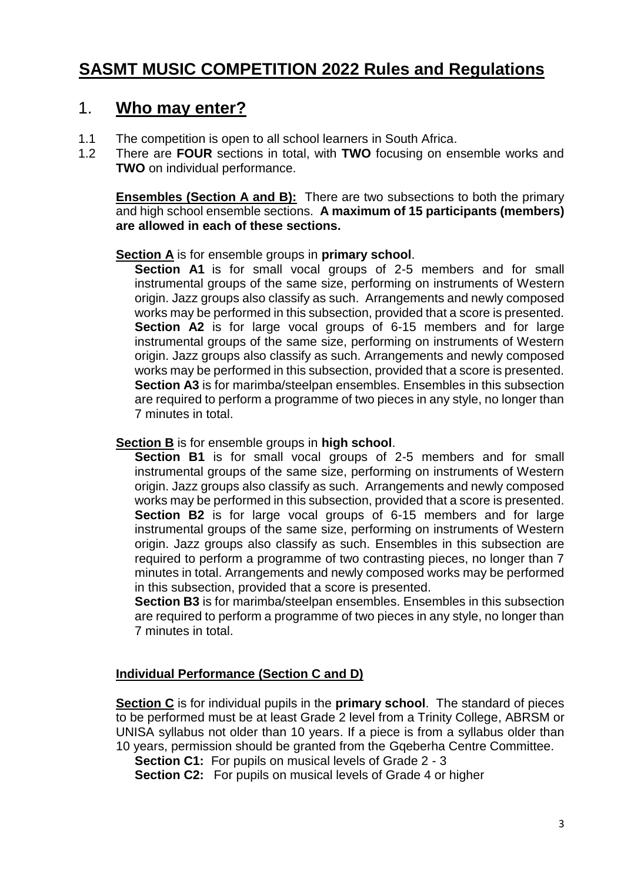# SASMT MUSIC COMPETITION 2022 Rules and Regulations

## 1. Who may enter?

1.1 The competition is open to all school learners in South Africa.

1.2 There are **FOUR** sections in total, with **TWO** focusing on ensemble works and **TWO** on individual performance.

**Ensembles (Section A and B):** There are two subsections to both the primary and high school ensemble sections. **A maximum of 15 participants (members) are allowed in each of these sections.**

**Section A** is for ensemble groups in **primary school**.

**Section A1** is for small vocal groups of 2-5 members and for small instrumental groups of the same size, performing on instruments of Western origin. Jazz groups also classify as such. Arrangements and newly composed works may be performed in this subsection, provided that a score is presented.

**Section A2** is for large vocal groups of 6-15 members and for large instrumental groups of the same size, performing on instruments of Western origin. Jazz groups also classify as such. Arrangements and newly composed works may be performed in this subsection, provided that a score is presented.

**Section A3** is for marimba/steelpan ensembles. Ensembles in this subsection are required to perform a programme of two pieces in any style, no longer than 7 minutes in total.

**Section B** is for ensemble groups in **high school**.

**Section B1** is for small vocal groups of 2-5 members and for small instrumental groups of the same size, performing on instruments of Western origin. Jazz groups also classify as such. Arrangements and newly composed works may be performed in this subsection, provided that a score is presented.

**Section B2** is for large vocal groups of 6-15 members and for large instrumental groups of the same size, performing on instruments of Western origin. Jazz groups also classify as such. Ensembles in this subsection are required to perform a programme of two contrasting pieces, no longer than 7 minutes in total. Arrangements and newly composed works may be performed in this subsection, provided that a score is presented.

**Section B3** is for marimba/steelpan ensembles. Ensembles in this subsection are required to perform a programme of two pieces in any style, no longer than 7 minutes in total.

**Individual Performance (Section C and D)**

**Section C** is for individual pupils in the **primary school**. The standard of pieces to be performed must be at least Grade 2 level from a Trinity College, ABRSM or UNISA syllabus not older than 10 years. If a piece is from a syllabus older than 10 years, permission should be granted from the Gqeberha Centre Committee.

**Section C1:** For pupils on musical levels of Grade 2 - 3

**Section C2:** For pupils on musical levels of Grade 4 or higher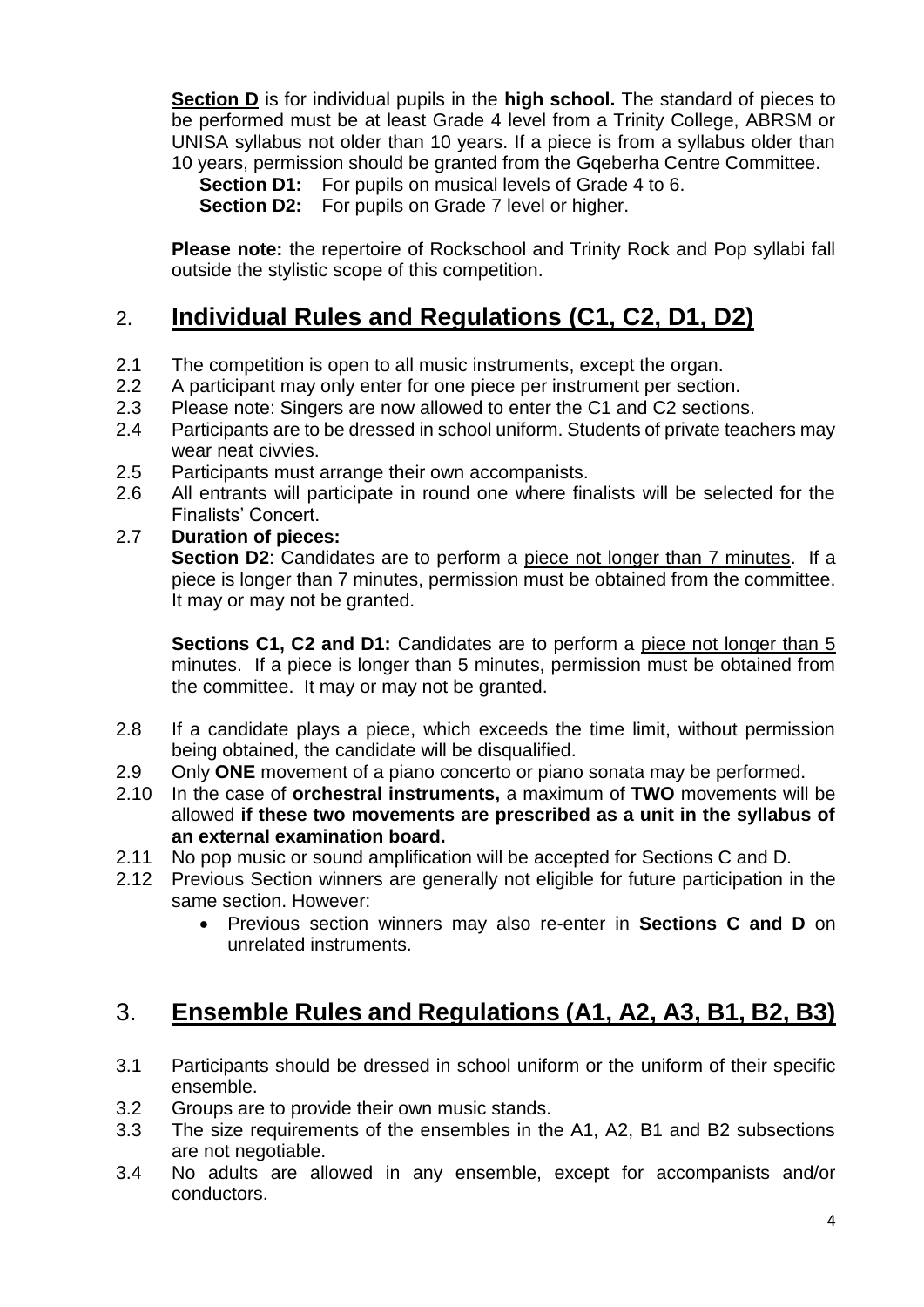**Section D** is for individual pupils in the **high school.** The standard of pieces to be performed must be at least Grade 4 level from a Trinity College, ABRSM or UNISA syllabus not older than 10 years. If a piece is from a syllabus older than 10 years, permission should be granted from the Gqeberha Centre Committee.

**Section D1:** For pupils on musical levels of Grade 4 to 6.
**Section D2:** For pupils on Grade 7 level or higher.

**Please note:** the repertoire of Rockschool and Trinity Rock and Pop syllabi fall outside the stylistic scope of this competition.

## 2. Individual Rules and Regulations (C1, C2, D1, D2)

2.1 The competition is open to all music instruments, except the organ.
2.2 A participant may only enter for one piece per instrument per section.
2.3 Please note: Singers are now allowed to enter the C1 and C2 sections.
2.4 Participants are to be dressed in school uniform. Students of private teachers may wear neat civvies.
2.5 Participants must arrange their own accompanists.
2.6 All entrants will participate in round one where finalists will be selected for the Finalists' Concert.
2.7 **Duration of pieces:**
**Section D2**: Candidates are to perform a piece not longer than 7 minutes. If a piece is longer than 7 minutes, permission must be obtained from the committee. It may or may not be granted.

**Sections C1, C2 and D1:** Candidates are to perform a piece not longer than 5 minutes. If a piece is longer than 5 minutes, permission must be obtained from the committee. It may or may not be granted.

2.8 If a candidate plays a piece, which exceeds the time limit, without permission being obtained, the candidate will be disqualified.
2.9 Only **ONE** movement of a piano concerto or piano sonata may be performed.
2.10 In the case of **orchestral instruments,** a maximum of **TWO** movements will be allowed **if these two movements are prescribed as a unit in the syllabus of an external examination board.**
2.11 No pop music or sound amplification will be accepted for Sections C and D.
2.12 Previous Section winners are generally not eligible for future participation in the same section. However:
- Previous section winners may also re-enter in **Sections C and D** on unrelated instruments.

## 3. Ensemble Rules and Regulations (A1, A2, A3, B1, B2, B3)

3.1 Participants should be dressed in school uniform or the uniform of their specific ensemble.
3.2 Groups are to provide their own music stands.
3.3 The size requirements of the ensembles in the A1, A2, B1 and B2 subsections are not negotiable.
3.4 No adults are allowed in any ensemble, except for accompanists and/or conductors.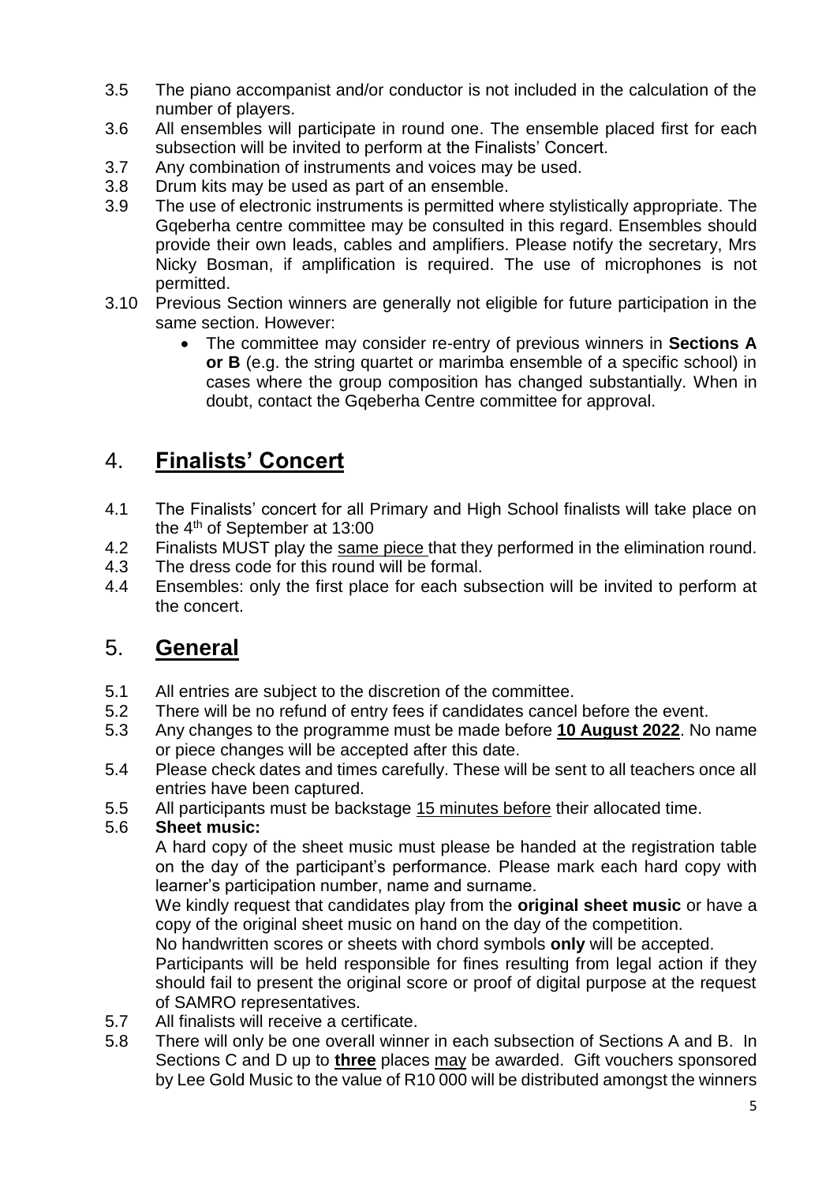3.5 The piano accompanist and/or conductor is not included in the calculation of the number of players.

3.6 All ensembles will participate in round one. The ensemble placed first for each subsection will be invited to perform at the Finalists' Concert.

3.7 Any combination of instruments and voices may be used.

3.8 Drum kits may be used as part of an ensemble.

3.9 The use of electronic instruments is permitted where stylistically appropriate. The Gqeberha centre committee may be consulted in this regard. Ensembles should provide their own leads, cables and amplifiers. Please notify the secretary, Mrs Nicky Bosman, if amplification is required. The use of microphones is not permitted.

3.10 Previous Section winners are generally not eligible for future participation in the same section. However:

- The committee may consider re-entry of previous winners in **Sections A or B** (e.g. the string quartet or marimba ensemble of a specific school) in cases where the group composition has changed substantially. When in doubt, contact the Gqeberha Centre committee for approval.

## 4. Finalists' Concert

4.1 The Finalists' concert for all Primary and High School finalists will take place on the 4th of September at 13:00

4.2 Finalists MUST play the same piece that they performed in the elimination round.

4.3 The dress code for this round will be formal.

4.4 Ensembles: only the first place for each subsection will be invited to perform at the concert.

## 5. General

5.1 All entries are subject to the discretion of the committee.

5.2 There will be no refund of entry fees if candidates cancel before the event.

5.3 Any changes to the programme must be made before **10 August 2022**. No name or piece changes will be accepted after this date.

5.4 Please check dates and times carefully. These will be sent to all teachers once all entries have been captured.

5.5 All participants must be backstage 15 minutes before their allocated time.

5.6 **Sheet music:**

A hard copy of the sheet music must please be handed at the registration table on the day of the participant's performance. Please mark each hard copy with learner's participation number, name and surname.

We kindly request that candidates play from the **original sheet music** or have a copy of the original sheet music on hand on the day of the competition.

No handwritten scores or sheets with chord symbols **only** will be accepted.

Participants will be held responsible for fines resulting from legal action if they should fail to present the original score or proof of digital purpose at the request of SAMRO representatives.

5.7 All finalists will receive a certificate.

5.8 There will only be one overall winner in each subsection of Sections A and B. In Sections C and D up to **three** places may be awarded. Gift vouchers sponsored by Lee Gold Music to the value of R10 000 will be distributed amongst the winners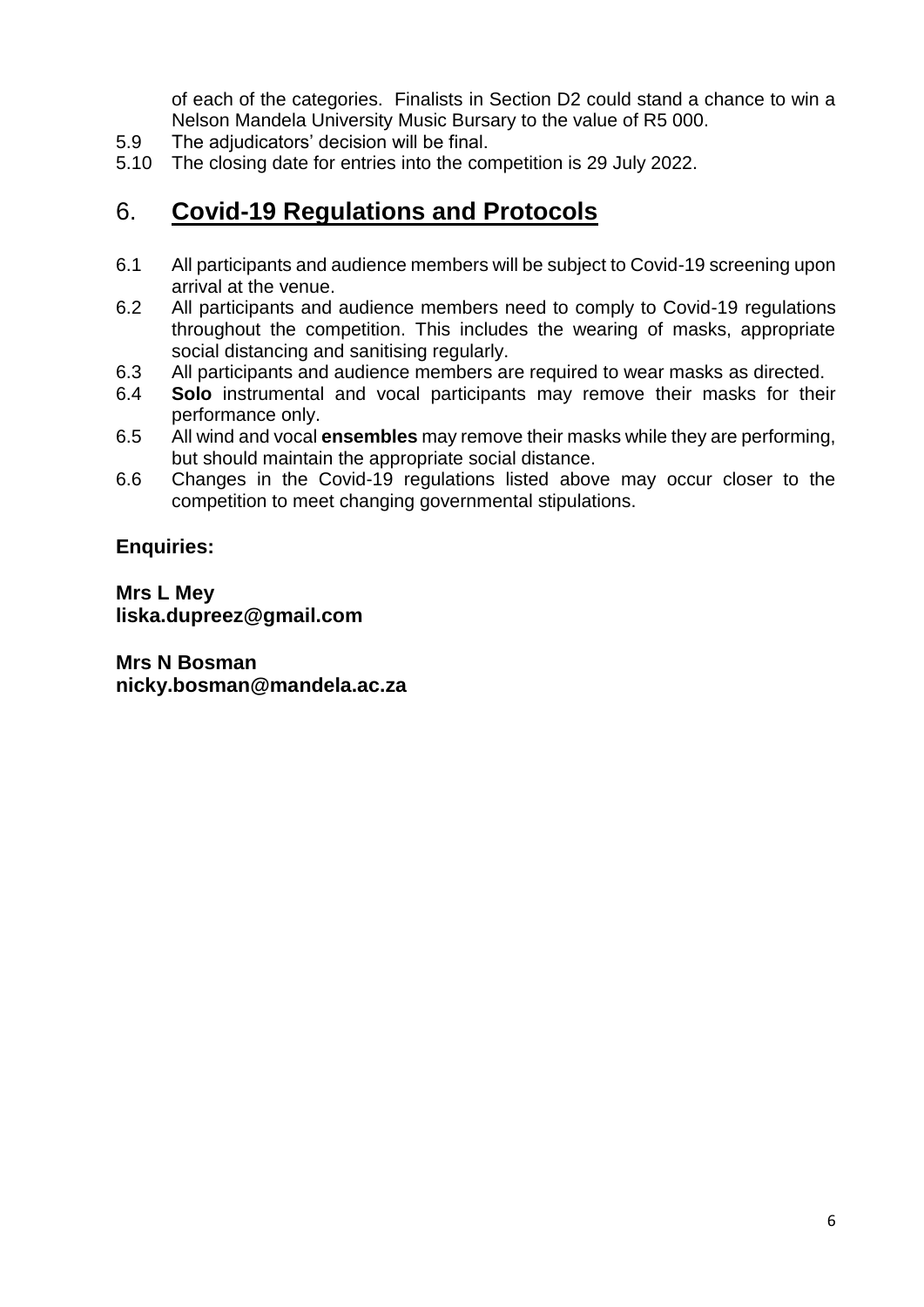of each of the categories. Finalists in Section D2 could stand a chance to win a Nelson Mandela University Music Bursary to the value of R5 000.

5.9 The adjudicators' decision will be final.

5.10 The closing date for entries into the competition is 29 July 2022.

## 6. Covid-19 Regulations and Protocols

6.1 All participants and audience members will be subject to Covid-19 screening upon arrival at the venue.

6.2 All participants and audience members need to comply to Covid-19 regulations throughout the competition. This includes the wearing of masks, appropriate social distancing and sanitising regularly.

6.3 All participants and audience members are required to wear masks as directed.

6.4 **Solo** instrumental and vocal participants may remove their masks for their performance only.

6.5 All wind and vocal **ensembles** may remove their masks while they are performing, but should maintain the appropriate social distance.

6.6 Changes in the Covid-19 regulations listed above may occur closer to the competition to meet changing governmental stipulations.

**Enquiries:**

**Mrs L Mey**
**liska.dupreez@gmail.com**

**Mrs N Bosman**
**nicky.bosman@mandela.ac.za**